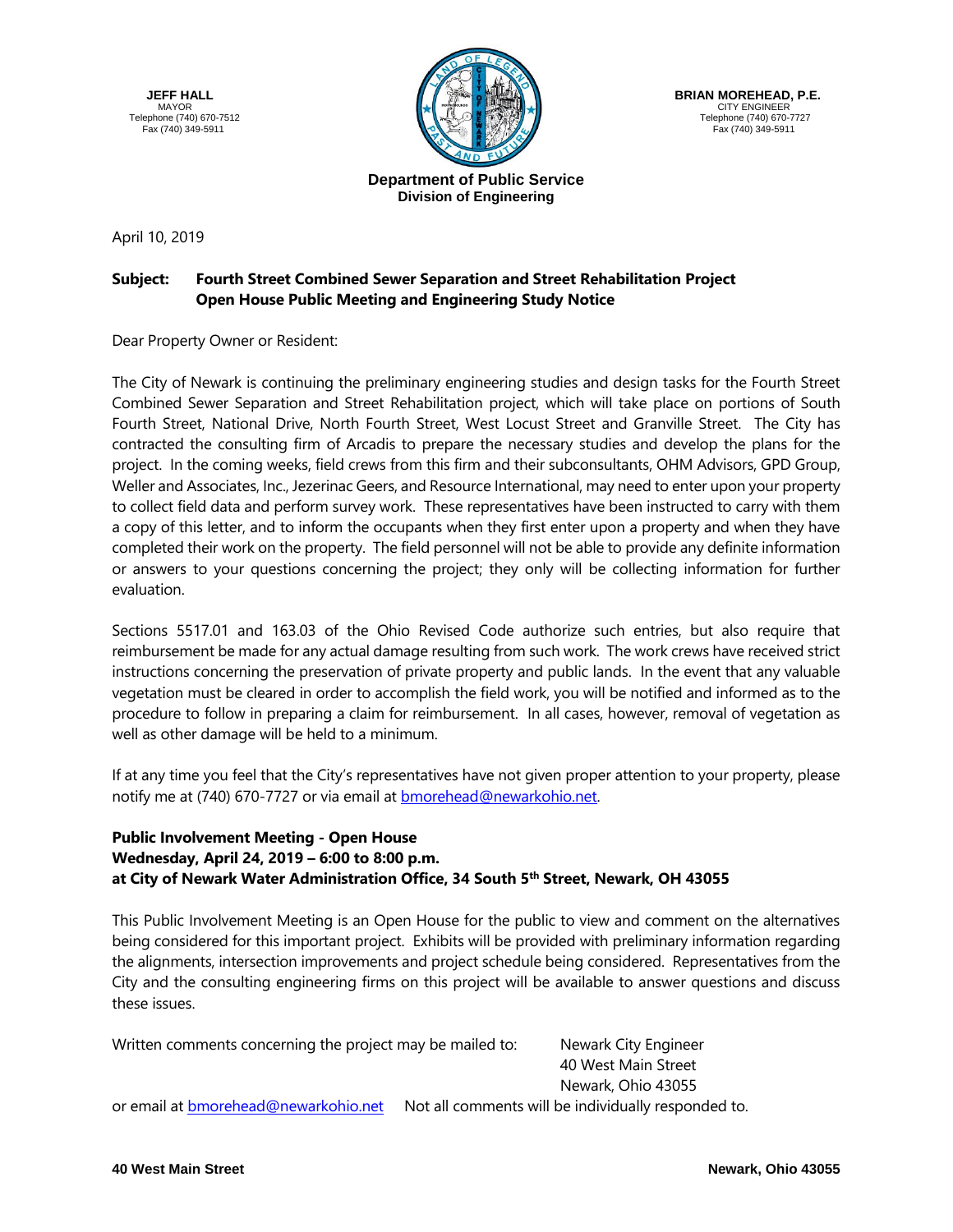**JEFF HALL**
MAYOR
Telephone (740) 670-7512
Fax (740) 349-5911

**BRIAN MOREHEAD, P.E.**
CITY ENGINEER
Telephone (740) 670-7727
Fax (740) 349-5911

**Department of Public Service**
**Division of Engineering**

April 10, 2019

**Subject: Fourth Street Combined Sewer Separation and Street Rehabilitation Project Open House Public Meeting and Engineering Study Notice**

Dear Property Owner or Resident:

The City of Newark is continuing the preliminary engineering studies and design tasks for the Fourth Street Combined Sewer Separation and Street Rehabilitation project, which will take place on portions of South Fourth Street, National Drive, North Fourth Street, West Locust Street and Granville Street. The City has contracted the consulting firm of Arcadis to prepare the necessary studies and develop the plans for the project. In the coming weeks, field crews from this firm and their subconsultants, OHM Advisors, GPD Group, Weller and Associates, Inc., Jezerinac Geers, and Resource International, may need to enter upon your property to collect field data and perform survey work. These representatives have been instructed to carry with them a copy of this letter, and to inform the occupants when they first enter upon a property and when they have completed their work on the property. The field personnel will not be able to provide any definite information or answers to your questions concerning the project; they only will be collecting information for further evaluation.

Sections 5517.01 and 163.03 of the Ohio Revised Code authorize such entries, but also require that reimbursement be made for any actual damage resulting from such work. The work crews have received strict instructions concerning the preservation of private property and public lands. In the event that any valuable vegetation must be cleared in order to accomplish the field work, you will be notified and informed as to the procedure to follow in preparing a claim for reimbursement. In all cases, however, removal of vegetation as well as other damage will be held to a minimum.

If at any time you feel that the City's representatives have not given proper attention to your property, please notify me at (740) 670-7727 or via email at bmorehead@newarkohio.net.

**Public Involvement Meeting - Open House**
**Wednesday, April 24, 2019 – 6:00 to 8:00 p.m.**
**at City of Newark Water Administration Office, 34 South 5th Street, Newark, OH 43055**

This Public Involvement Meeting is an Open House for the public to view and comment on the alternatives being considered for this important project. Exhibits will be provided with preliminary information regarding the alignments, intersection improvements and project schedule being considered. Representatives from the City and the consulting engineering firms on this project will be available to answer questions and discuss these issues.

Written comments concerning the project may be mailed to:

Newark City Engineer
40 West Main Street
Newark, Ohio 43055

or email at bmorehead@newarkohio.net Not all comments will be individually responded to.

**40 West Main Street** **Newark, Ohio 43055**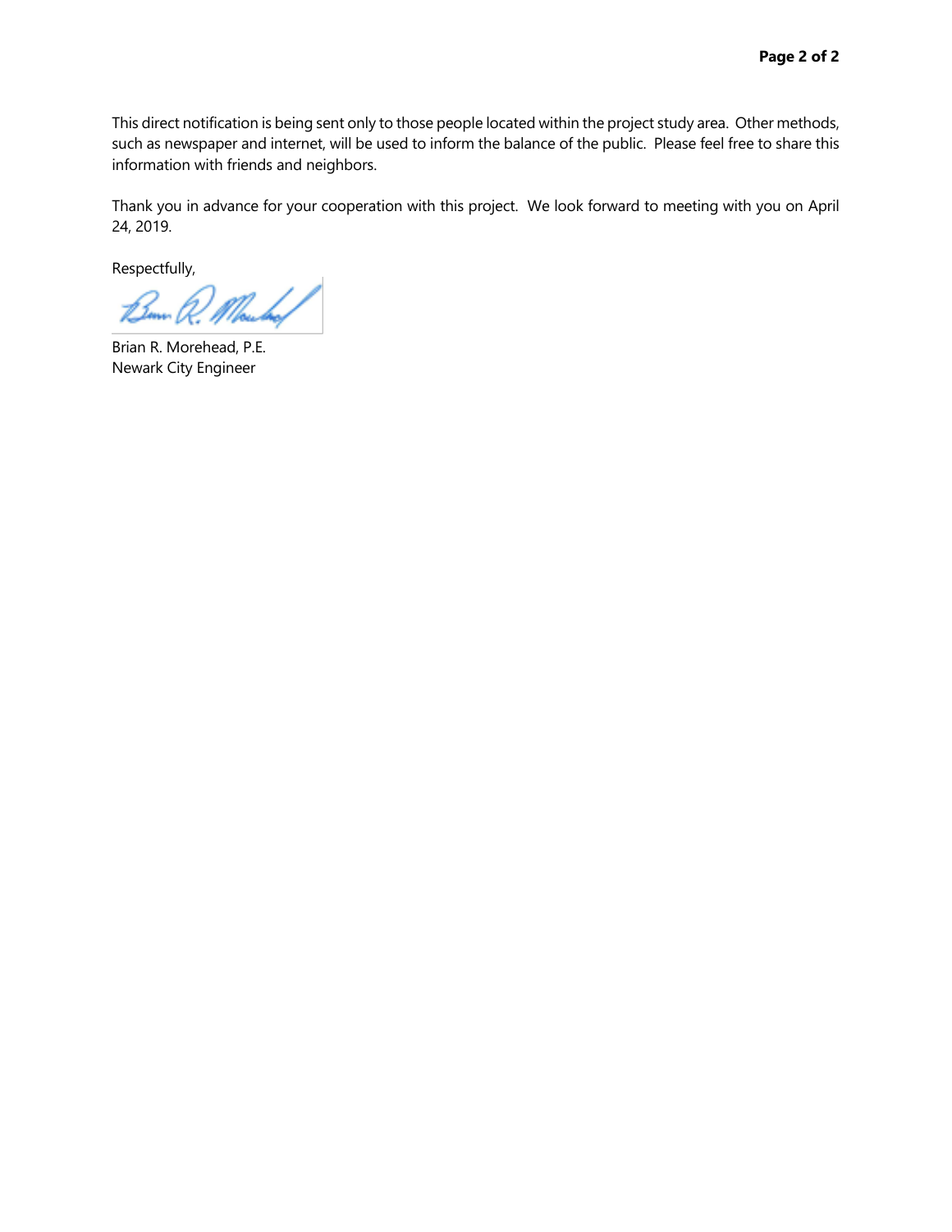This direct notification is being sent only to those people located within the project study area. Other methods, such as newspaper and internet, will be used to inform the balance of the public. Please feel free to share this information with friends and neighbors.

Thank you in advance for your cooperation with this project. We look forward to meeting with you on April 24, 2019.

Respectfully,

Brian R. Morehead, P.E.
Newark City Engineer